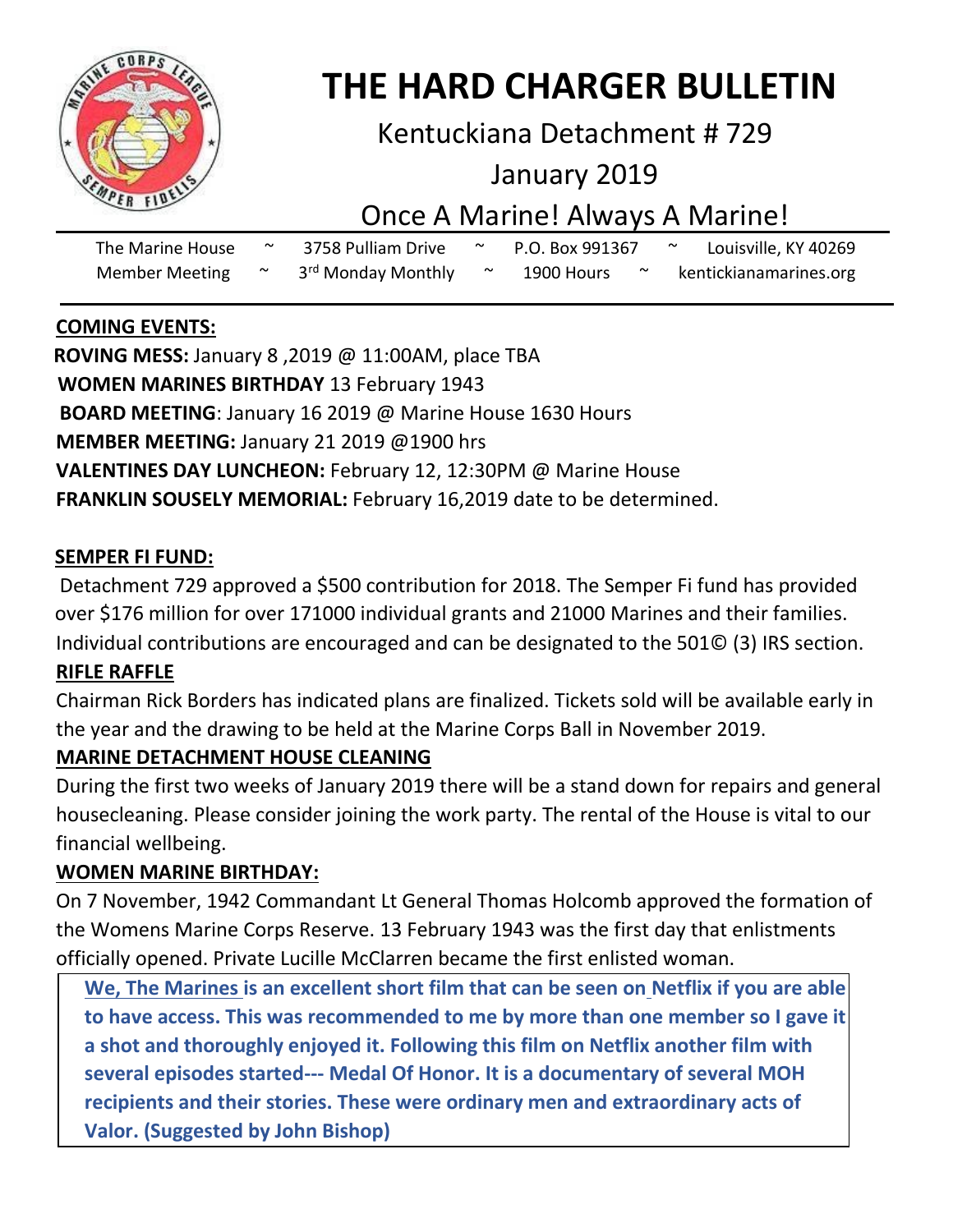# THE HARD CHARGER BULLETIN

## Kentuckiana Detachment # 729

## January 2019

## Once A Marine! Always A Marine!

The Marine House ~ 3758 Pulliam Drive ~ P.O. Box 991367 ~ Louisville, KY 40269
Member Meeting ~ 3rd Monday Monthly ~ 1900 Hours ~ kentickianamarines.org

**COMING EVENTS:**

**ROVING MESS:** January 8 ,2019 @ 11:00AM, place TBA
**WOMEN MARINES BIRTHDAY** 13 February 1943
**BOARD MEETING**: January 16 2019 @ Marine House 1630 Hours
**MEMBER MEETING:** January 21 2019 @1900 hrs
**VALENTINES DAY LUNCHEON:** February 12, 12:30PM @ Marine House
**FRANKLIN SOUSELY MEMORIAL:** February 16,2019 date to be determined.

**SEMPER FI FUND:**

Detachment 729 approved a $500 contribution for 2018. The Semper Fi fund has provided over $176 million for over 171000 individual grants and 21000 Marines and their families. Individual contributions are encouraged and can be designated to the 501© (3) IRS section.

**RIFLE RAFFLE**

Chairman Rick Borders has indicated plans are finalized. Tickets sold will be available early in the year and the drawing to be held at the Marine Corps Ball in November 2019.

**MARINE DETACHMENT HOUSE CLEANING**

During the first two weeks of January 2019 there will be a stand down for repairs and general housecleaning. Please consider joining the work party. The rental of the House is vital to our financial wellbeing.

**WOMEN MARINE BIRTHDAY:**

On 7 November, 1942 Commandant Lt General Thomas Holcomb approved the formation of the Womens Marine Corps Reserve. 13 February 1943 was the first day that enlistments officially opened. Private Lucille McClarren became the first enlisted woman.

**We, The Marines is an excellent short film that can be seen on Netflix if you are able to have access. This was recommended to me by more than one member so I gave it a shot and thoroughly enjoyed it. Following this film on Netflix another film with several episodes started--- Medal Of Honor. It is a documentary of several MOH recipients and their stories. These were ordinary men and extraordinary acts of Valor. (Suggested by John Bishop)**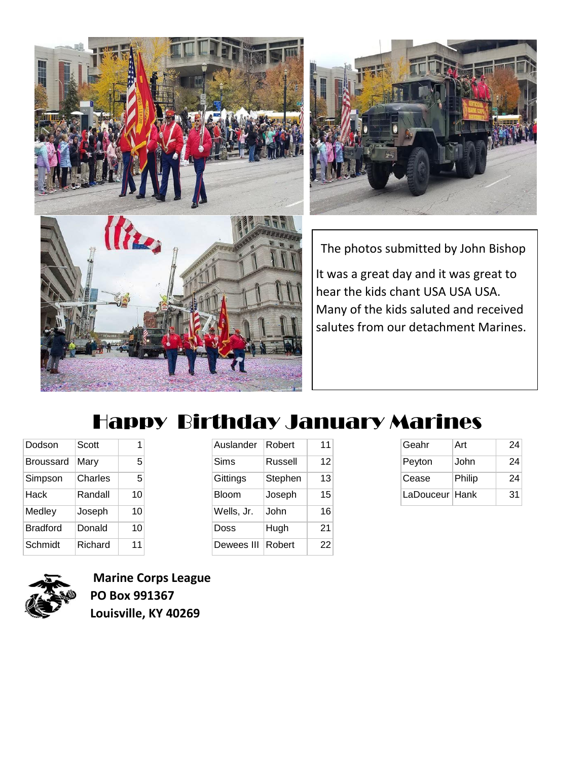The photos submitted by John Bishop

It was a great day and it was great to hear the kids chant USA USA USA. Many of the kids saluted and received salutes from our detachment Marines.

# Happy Birthday January Marines

| | | |
|---|---|---|
| Dodson | Scott | 1 |
| Broussard | Mary | 5 |
| Simpson | Charles | 5 |
| Hack | Randall | 10 |
| Medley | Joseph | 10 |
| Bradford | Donald | 10 |
| Schmidt | Richard | 11 |

| | | |
|---|---|---|
| Auslander | Robert | 11 |
| Sims | Russell | 12 |
| Gittings | Stephen | 13 |
| Bloom | Joseph | 15 |
| Wells, Jr. | John | 16 |
| Doss | Hugh | 21 |
| Dewees III | Robert | 22 |

| | | |
|---|---|---|
| Geahr | Art | 24 |
| Peyton | John | 24 |
| Cease | Philip | 24 |
| LaDouceur | Hank | 31 |

**Marine Corps League**
**PO Box 991367**
**Louisville, KY 40269**